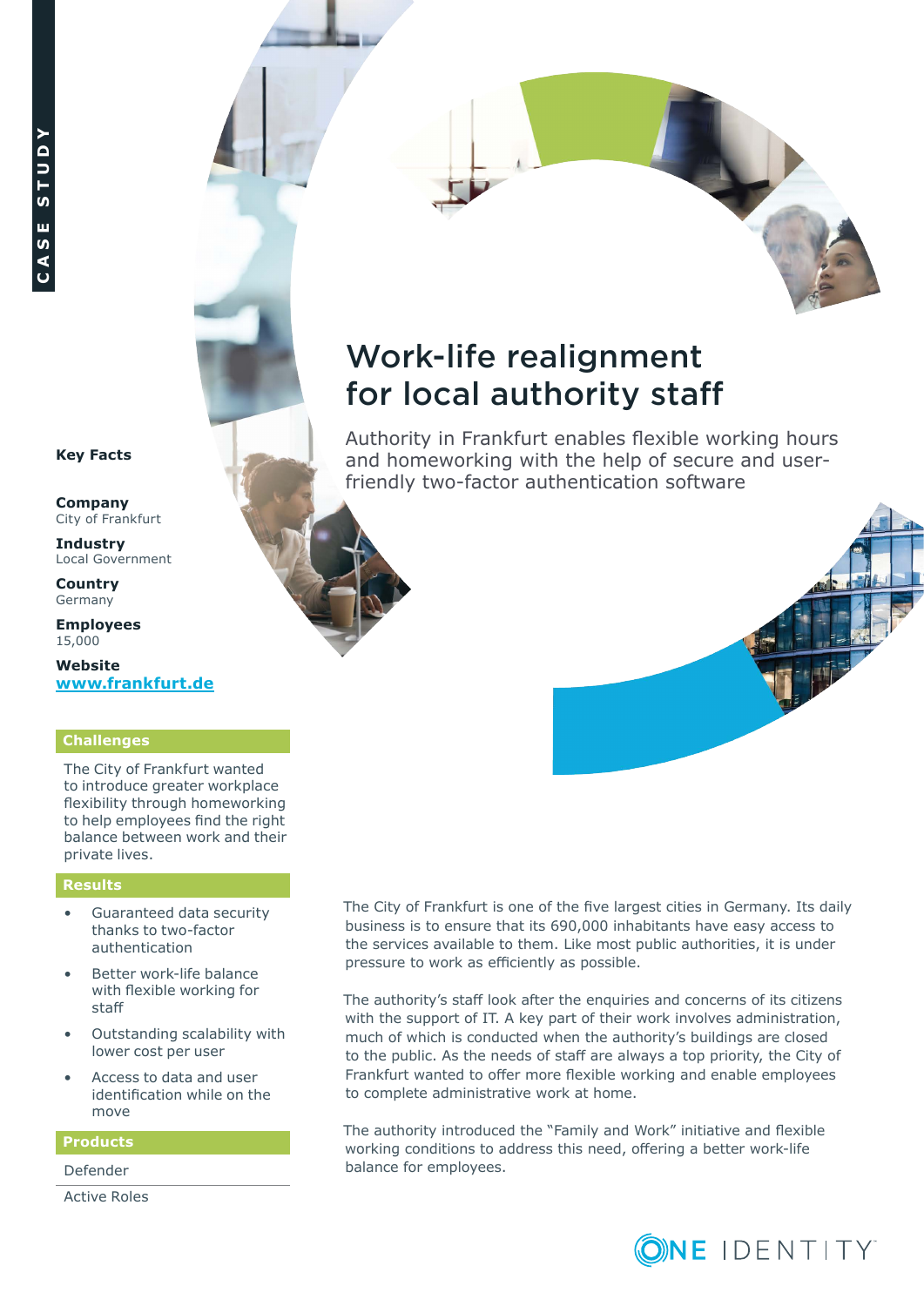CASE STUDY

# Work-life realignment for local authority staff

Authority in Frankfurt enables flexible working hours and homeworking with the help of secure and user-friendly two-factor authentication software

**Key Facts**

**Company**
City of Frankfurt

**Industry**
Local Government

**Country**
Germany

**Employees**
15,000

**Website**
[www.frankfurt.de](www.frankfurt.de)

## Challenges

The City of Frankfurt wanted to introduce greater workplace flexibility through homeworking to help employees find the right balance between work and their private lives.

## Results

- Guaranteed data security thanks to two-factor authentication
- Better work-life balance with flexible working for staff
- Outstanding scalability with lower cost per user
- Access to data and user identification while on the move

## Products

Defender

Active Roles

The City of Frankfurt is one of the five largest cities in Germany. Its daily business is to ensure that its 690,000 inhabitants have easy access to the services available to them. Like most public authorities, it is under pressure to work as efficiently as possible.

The authority's staff look after the enquiries and concerns of its citizens with the support of IT. A key part of their work involves administration, much of which is conducted when the authority's buildings are closed to the public. As the needs of staff are always a top priority, the City of Frankfurt wanted to offer more flexible working and enable employees to complete administrative work at home.

The authority introduced the "Family and Work" initiative and flexible working conditions to address this need, offering a better work-life balance for employees.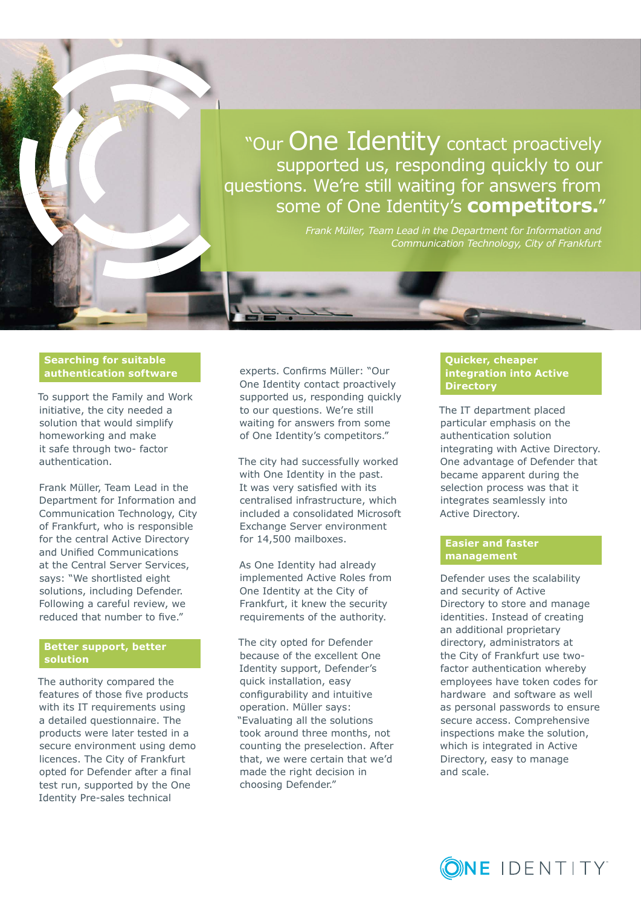> "Our One Identity contact proactively supported us, responding quickly to our questions. We're still waiting for answers from some of One Identity's **competitors.**"
>
> *Frank Müller, Team Lead in the Department for Information and Communication Technology, City of Frankfurt*

## Searching for suitable authentication software

To support the Family and Work initiative, the city needed a solution that would simplify homeworking and make it safe through two- factor authentication.

Frank Müller, Team Lead in the Department for Information and Communication Technology, City of Frankfurt, who is responsible for the central Active Directory and Unified Communications at the Central Server Services, says: "We shortlisted eight solutions, including Defender. Following a careful review, we reduced that number to five."

## Better support, better solution

The authority compared the features of those five products with its IT requirements using a detailed questionnaire. The products were later tested in a secure environment using demo licences. The City of Frankfurt opted for Defender after a final test run, supported by the One Identity Pre-sales technical experts. Confirms Müller: "Our One Identity contact proactively supported us, responding quickly to our questions. We're still waiting for answers from some of One Identity's competitors."

The city had successfully worked with One Identity in the past. It was very satisfied with its centralised infrastructure, which included a consolidated Microsoft Exchange Server environment for 14,500 mailboxes.

As One Identity had already implemented Active Roles from One Identity at the City of Frankfurt, it knew the security requirements of the authority.

The city opted for Defender because of the excellent One Identity support, Defender's quick installation, easy configurability and intuitive operation. Müller says: "Evaluating all the solutions took around three months, not counting the preselection. After that, we were certain that we'd made the right decision in choosing Defender."

## Quicker, cheaper integration into Active Directory

The IT department placed particular emphasis on the authentication solution integrating with Active Directory. One advantage of Defender that became apparent during the selection process was that it integrates seamlessly into Active Directory.

## Easier and faster management

Defender uses the scalability and security of Active Directory to store and manage identities. Instead of creating an additional proprietary directory, administrators at the City of Frankfurt use two-factor authentication whereby employees have token codes for hardware and software as well as personal passwords to ensure secure access. Comprehensive inspections make the solution, which is integrated in Active Directory, easy to manage and scale.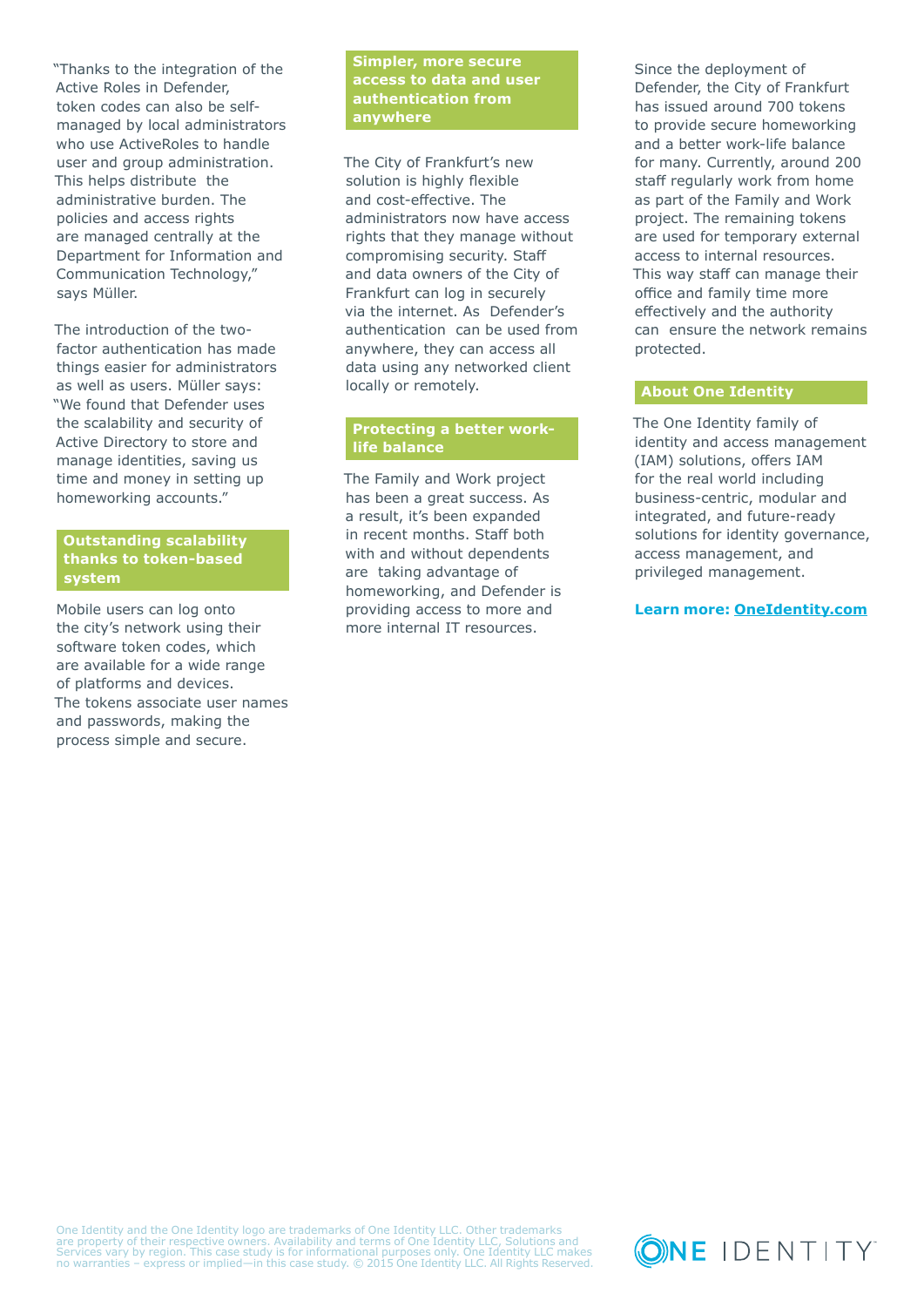"Thanks to the integration of the Active Roles in Defender, token codes can also be self-managed by local administrators who use ActiveRoles to handle user and group administration. This helps distribute the administrative burden. The policies and access rights are managed centrally at the Department for Information and Communication Technology," says Müller.

The introduction of the two-factor authentication has made things easier for administrators as well as users. Müller says: "We found that Defender uses the scalability and security of Active Directory to store and manage identities, saving us time and money in setting up homeworking accounts."

## Outstanding scalability thanks to token-based system

Mobile users can log onto the city's network using their software token codes, which are available for a wide range of platforms and devices. The tokens associate user names and passwords, making the process simple and secure.

## Simpler, more secure access to data and user authentication from anywhere

The City of Frankfurt's new solution is highly flexible and cost-effective. The administrators now have access rights that they manage without compromising security. Staff and data owners of the City of Frankfurt can log in securely via the internet. As Defender's authentication can be used from anywhere, they can access all data using any networked client locally or remotely.

## Protecting a better work-life balance

The Family and Work project has been a great success. As a result, it's been expanded in recent months. Staff both with and without dependents are taking advantage of homeworking, and Defender is providing access to more and more internal IT resources.

Since the deployment of Defender, the City of Frankfurt has issued around 700 tokens to provide secure homeworking and a better work-life balance for many. Currently, around 200 staff regularly work from home as part of the Family and Work project. The remaining tokens are used for temporary external access to internal resources. This way staff can manage their office and family time more effectively and the authority can ensure the network remains protected.

## About One Identity

The One Identity family of identity and access management (IAM) solutions, offers IAM for the real world including business-centric, modular and integrated, and future-ready solutions for identity governance, access management, and privileged management.

**Learn more: OneIdentity.com**

One Identity and the One Identity logo are trademarks of One Identity LLC. Other trademarks are property of their respective owners. Availability and terms of One Identity LLC, Solutions and Services vary by region. This case study is for informational purposes only. One Identity LLC makes no warranties – express or implied—in this case study. © 2015 One Identity LLC. All Rights Reserved.

ONE IDENTITY